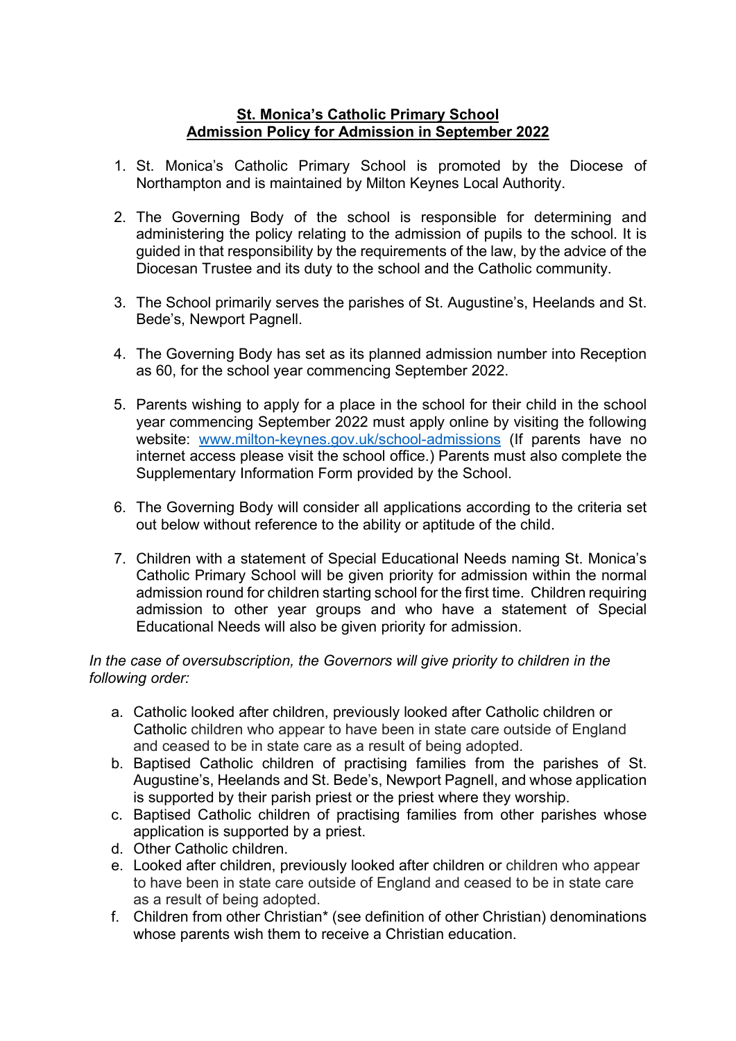**St. Monica's Catholic Primary School**
**Admission Policy for Admission in September 2022**

1. St. Monica's Catholic Primary School is promoted by the Diocese of Northampton and is maintained by Milton Keynes Local Authority.

2. The Governing Body of the school is responsible for determining and administering the policy relating to the admission of pupils to the school. It is guided in that responsibility by the requirements of the law, by the advice of the Diocesan Trustee and its duty to the school and the Catholic community.

3. The School primarily serves the parishes of St. Augustine's, Heelands and St. Bede's, Newport Pagnell.

4. The Governing Body has set as its planned admission number into Reception as 60, for the school year commencing September 2022.

5. Parents wishing to apply for a place in the school for their child in the school year commencing September 2022 must apply online by visiting the following website: [www.milton-keynes.gov.uk/school-admissions](http://www.milton-keynes.gov.uk/school-admissions) (If parents have no internet access please visit the school office.) Parents must also complete the Supplementary Information Form provided by the School.

6. The Governing Body will consider all applications according to the criteria set out below without reference to the ability or aptitude of the child.

7. Children with a statement of Special Educational Needs naming St. Monica's Catholic Primary School will be given priority for admission within the normal admission round for children starting school for the first time. Children requiring admission to other year groups and who have a statement of Special Educational Needs will also be given priority for admission.

*In the case of oversubscription, the Governors will give priority to children in the following order:*

a. Catholic looked after children, previously looked after Catholic children or Catholic children who appear to have been in state care outside of England and ceased to be in state care as a result of being adopted.
b. Baptised Catholic children of practising families from the parishes of St. Augustine's, Heelands and St. Bede's, Newport Pagnell, and whose application is supported by their parish priest or the priest where they worship.
c. Baptised Catholic children of practising families from other parishes whose application is supported by a priest.
d. Other Catholic children.
e. Looked after children, previously looked after children or children who appear to have been in state care outside of England and ceased to be in state care as a result of being adopted.
f. Children from other Christian* (see definition of other Christian) denominations whose parents wish them to receive a Christian education.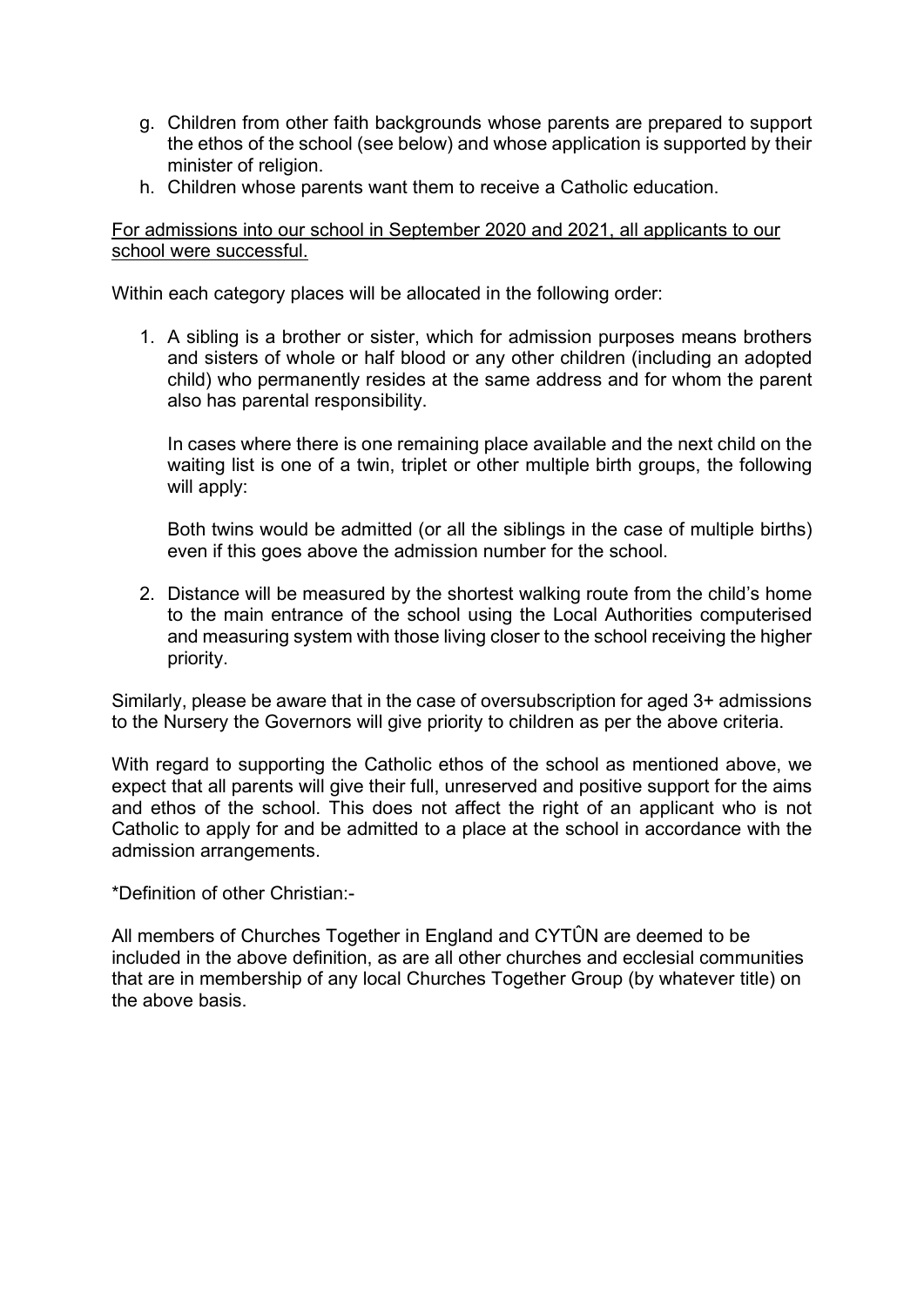g. Children from other faith backgrounds whose parents are prepared to support the ethos of the school (see below) and whose application is supported by their minister of religion.
h. Children whose parents want them to receive a Catholic education.

<u>For admissions into our school in September 2020 and 2021, all applicants to our school were successful.</u>

Within each category places will be allocated in the following order:

1. A sibling is a brother or sister, which for admission purposes means brothers and sisters of whole or half blood or any other children (including an adopted child) who permanently resides at the same address and for whom the parent also has parental responsibility.

   In cases where there is one remaining place available and the next child on the waiting list is one of a twin, triplet or other multiple birth groups, the following will apply:

   Both twins would be admitted (or all the siblings in the case of multiple births) even if this goes above the admission number for the school.

2. Distance will be measured by the shortest walking route from the child's home to the main entrance of the school using the Local Authorities computerised and measuring system with those living closer to the school receiving the higher priority.

Similarly, please be aware that in the case of oversubscription for aged 3+ admissions to the Nursery the Governors will give priority to children as per the above criteria.

With regard to supporting the Catholic ethos of the school as mentioned above, we expect that all parents will give their full, unreserved and positive support for the aims and ethos of the school. This does not affect the right of an applicant who is not Catholic to apply for and be admitted to a place at the school in accordance with the admission arrangements.

*Definition of other Christian:-

All members of Churches Together in England and CYTÛN are deemed to be included in the above definition, as are all other churches and ecclesial communities that are in membership of any local Churches Together Group (by whatever title) on the above basis.